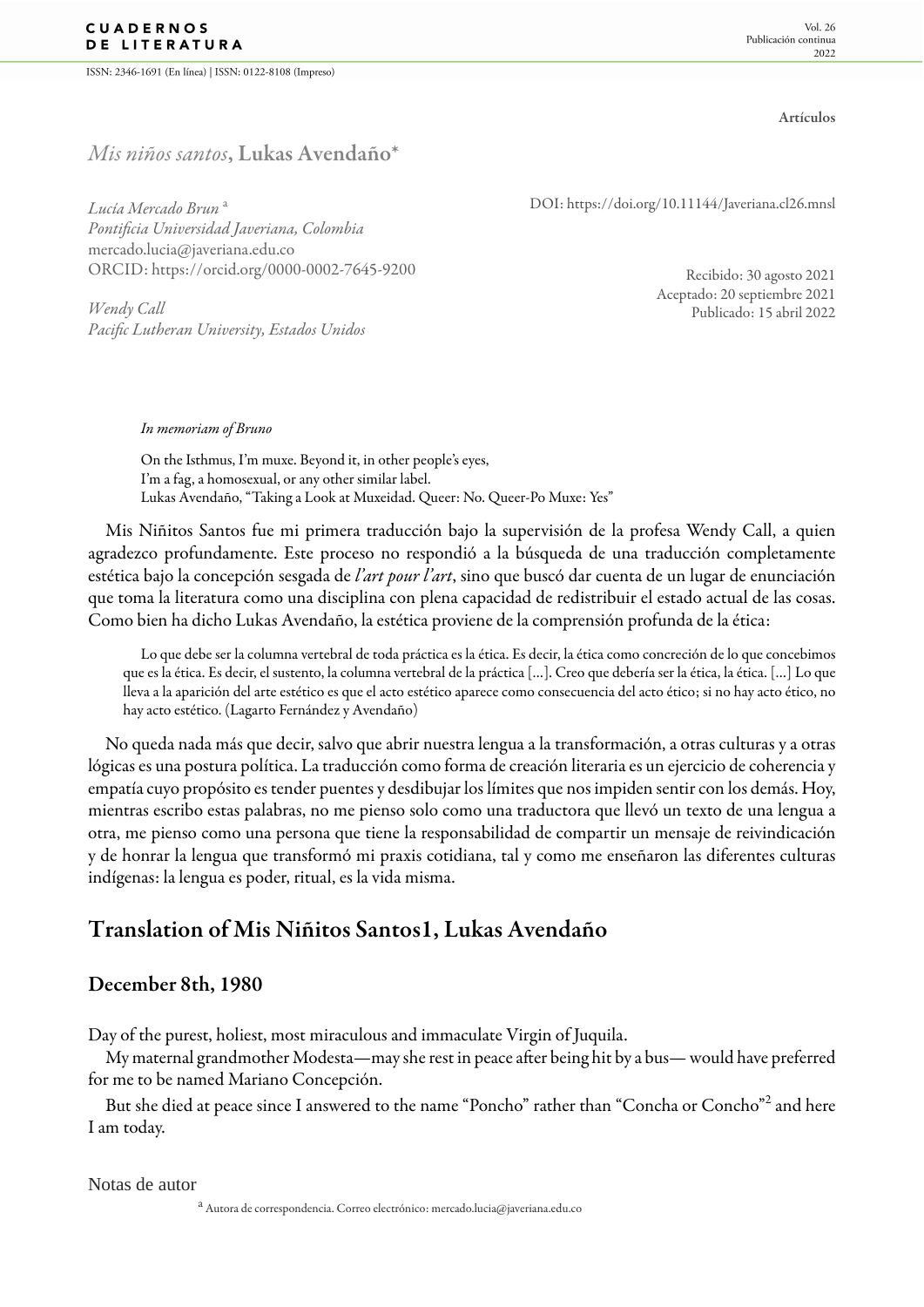Artículos

# *Mis niños santos*, Lukas Avendaño*

*Lucía Mercado Brun* [a]
*Pontificia Universidad Javeriana, Colombia*
mercado.lucia@javeriana.edu.co
ORCID: https://orcid.org/0000-0002-7645-9200

*Wendy Call*
*Pacific Lutheran University, Estados Unidos*

DOI: https://doi.org/10.11144/Javeriana.cl26.mnsl

Recibido: 30 agosto 2021
Aceptado: 20 septiembre 2021
Publicado: 15 abril 2022

*In memoriam of Bruno*

> On the Isthmus, I'm muxe. Beyond it, in other people's eyes,
> I'm a fag, a homosexual, or any other similar label.
> Lukas Avendaño, "Taking a Look at Muxeidad. Queer: No. Queer-Po Muxe: Yes"

Mis Niñitos Santos fue mi primera traducción bajo la supervisión de la profesa Wendy Call, a quien agradezco profundamente. Este proceso no respondió a la búsqueda de una traducción completamente estética bajo la concepción sesgada de *l'art pour l'art*, sino que buscó dar cuenta de un lugar de enunciación que toma la literatura como una disciplina con plena capacidad de redistribuir el estado actual de las cosas. Como bien ha dicho Lukas Avendaño, la estética proviene de la comprensión profunda de la ética:

> Lo que debe ser la columna vertebral de toda práctica es la ética. Es decir, la ética como concreción de lo que concebimos que es la ética. Es decir, el sustento, la columna vertebral de la práctica [...]. Creo que debería ser la ética, la ética. [...] Lo que lleva a la aparición del arte estético es que el acto estético aparece como consecuencia del acto ético; si no hay acto ético, no hay acto estético. (Lagarto Fernández y Avendaño)

No queda nada más que decir, salvo que abrir nuestra lengua a la transformación, a otras culturas y a otras lógicas es una postura política. La traducción como forma de creación literaria es un ejercicio de coherencia y empatía cuyo propósito es tender puentes y desdibujar los límites que nos impiden sentir con los demás. Hoy, mientras escribo estas palabras, no me pienso solo como una traductora que llevó un texto de una lengua a otra, me pienso como una persona que tiene la responsabilidad de compartir un mensaje de reivindicación y de honrar la lengua que transformó mi praxis cotidiana, tal y como me enseñaron las diferentes culturas indígenas: la lengua es poder, ritual, es la vida misma.

## Translation of Mis Niñitos Santos1, Lukas Avendaño

### December 8th, 1980

Day of the purest, holiest, most miraculous and immaculate Virgin of Juquila.

My maternal grandmother Modesta—may she rest in peace after being hit by a bus— would have preferred for me to be named Mariano Concepción.

But she died at peace since I answered to the name "Poncho" rather than "Concha or Concho"[2] and here I am today.

Notas de autor

[a] Autora de correspondencia. Correo electrónico: mercado.lucia@javeriana.edu.co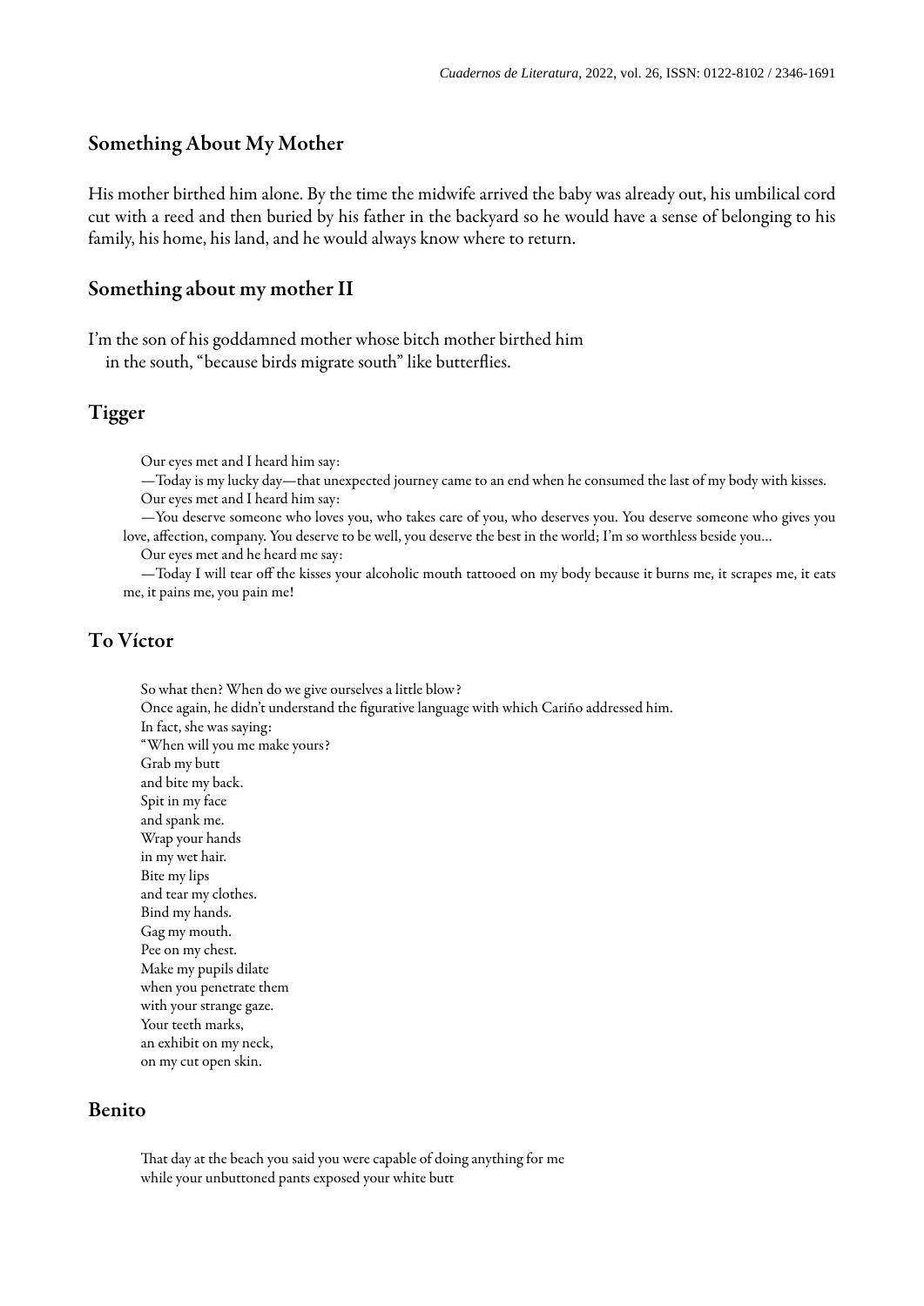## Something About My Mother

His mother birthed him alone. By the time the midwife arrived the baby was already out, his umbilical cord cut with a reed and then buried by his father in the backyard so he would have a sense of belonging to his family, his home, his land, and he would always know where to return.

## Something about my mother II

I'm the son of his goddamned mother whose bitch mother birthed him
in the south, "because birds migrate south" like butterflies.

## Tigger

Our eyes met and I heard him say:

—Today is my lucky day—that unexpected journey came to an end when he consumed the last of my body with kisses.

Our eyes met and I heard him say:

—You deserve someone who loves you, who takes care of you, who deserves you. You deserve someone who gives you love, affection, company. You deserve to be well, you deserve the best in the world; I'm so worthless beside you…

Our eyes met and he heard me say:

—Today I will tear off the kisses your alcoholic mouth tattooed on my body because it burns me, it scrapes me, it eats me, it pains me, you pain me!

## To Víctor

So what then? When do we give ourselves a little blow?
Once again, he didn't understand the figurative language with which Cariño addressed him.
In fact, she was saying:
"When will you me make yours?
Grab my butt
and bite my back.
Spit in my face
and spank me.
Wrap your hands
in my wet hair.
Bite my lips
and tear my clothes.
Bind my hands.
Gag my mouth.
Pee on my chest.
Make my pupils dilate
when you penetrate them
with your strange gaze.
Your teeth marks,
an exhibit on my neck,
on my cut open skin.

## Benito

That day at the beach you said you were capable of doing anything for me
while your unbuttoned pants exposed your white butt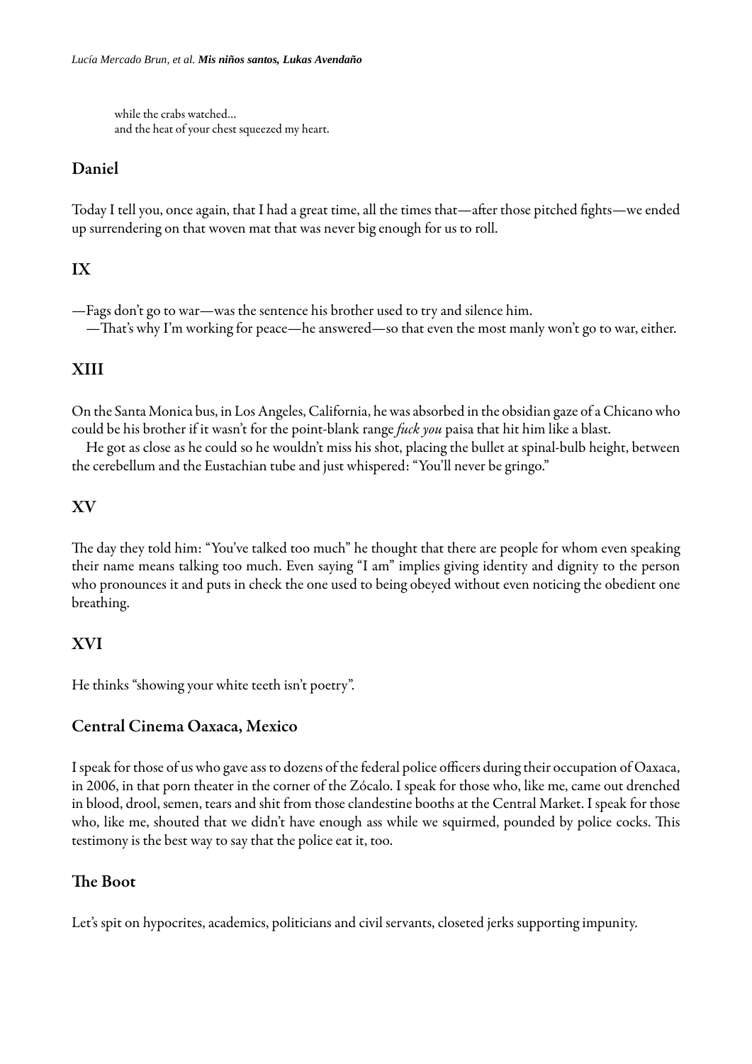while the crabs watched…
and the heat of your chest squeezed my heart.

## Daniel

Today I tell you, once again, that I had a great time, all the times that—after those pitched fights—we ended up surrendering on that woven mat that was never big enough for us to roll.

## IX

—Fags don't go to war—was the sentence his brother used to try and silence him.

—That's why I'm working for peace—he answered—so that even the most manly won't go to war, either.

## XIII

On the Santa Monica bus, in Los Angeles, California, he was absorbed in the obsidian gaze of a Chicano who could be his brother if it wasn't for the point-blank range *fuck you* paisa that hit him like a blast.

He got as close as he could so he wouldn't miss his shot, placing the bullet at spinal-bulb height, between the cerebellum and the Eustachian tube and just whispered: "You'll never be gringo."

## XV

The day they told him: "You've talked too much" he thought that there are people for whom even speaking their name means talking too much. Even saying "I am" implies giving identity and dignity to the person who pronounces it and puts in check the one used to being obeyed without even noticing the obedient one breathing.

## XVI

He thinks "showing your white teeth isn't poetry".

## Central Cinema Oaxaca, Mexico

I speak for those of us who gave ass to dozens of the federal police officers during their occupation of Oaxaca, in 2006, in that porn theater in the corner of the Zócalo. I speak for those who, like me, came out drenched in blood, drool, semen, tears and shit from those clandestine booths at the Central Market. I speak for those who, like me, shouted that we didn't have enough ass while we squirmed, pounded by police cocks. This testimony is the best way to say that the police eat it, too.

## The Boot

Let's spit on hypocrites, academics, politicians and civil servants, closeted jerks supporting impunity.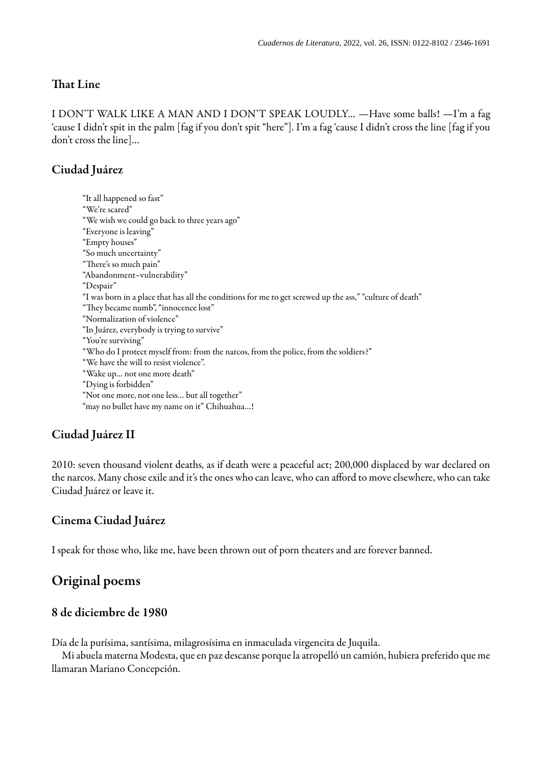### That Line

I DON'T WALK LIKE A MAN AND I DON'T SPEAK LOUDLY… —Have some balls! —I'm a fag 'cause I didn't spit in the palm [fag if you don't spit "here"]. I'm a fag 'cause I didn't cross the line [fag if you don't cross the line]…

### Ciudad Juárez

"It all happened so fast"
"We're scared"
"We wish we could go back to three years ago"
"Everyone is leaving"
"Empty houses"
"So much uncertainty"
"There's so much pain"
"Abandonment–vulnerability"
"Despair"
"I was born in a place that has all the conditions for me to get screwed up the ass," "culture of death"
"They became numb", "innocence lost"
"Normalization of violence"
"In Juárez, everybody is trying to survive"
"You're surviving"
"Who do I protect myself from: from the narcos, from the police, from the soldiers?"
"We have the will to resist violence".
"Wake up… not one more death"
"Dying is forbidden"
"Not one more, not one less… but all together"
"may no bullet have my name on it" Chihuahua…!

### Ciudad Juárez II

2010: seven thousand violent deaths, as if death were a peaceful act; 200,000 displaced by war declared on the narcos. Many chose exile and it's the ones who can leave, who can afford to move elsewhere, who can take Ciudad Juárez or leave it.

### Cinema Ciudad Juárez

I speak for those who, like me, have been thrown out of porn theaters and are forever banned.

## Original poems

### 8 de diciembre de 1980

Día de la purísima, santísima, milagrosísima en inmaculada virgencita de Juquila.

Mi abuela materna Modesta, que en paz descanse porque la atropelló un camión, hubiera preferido que me llamaran Mariano Concepción.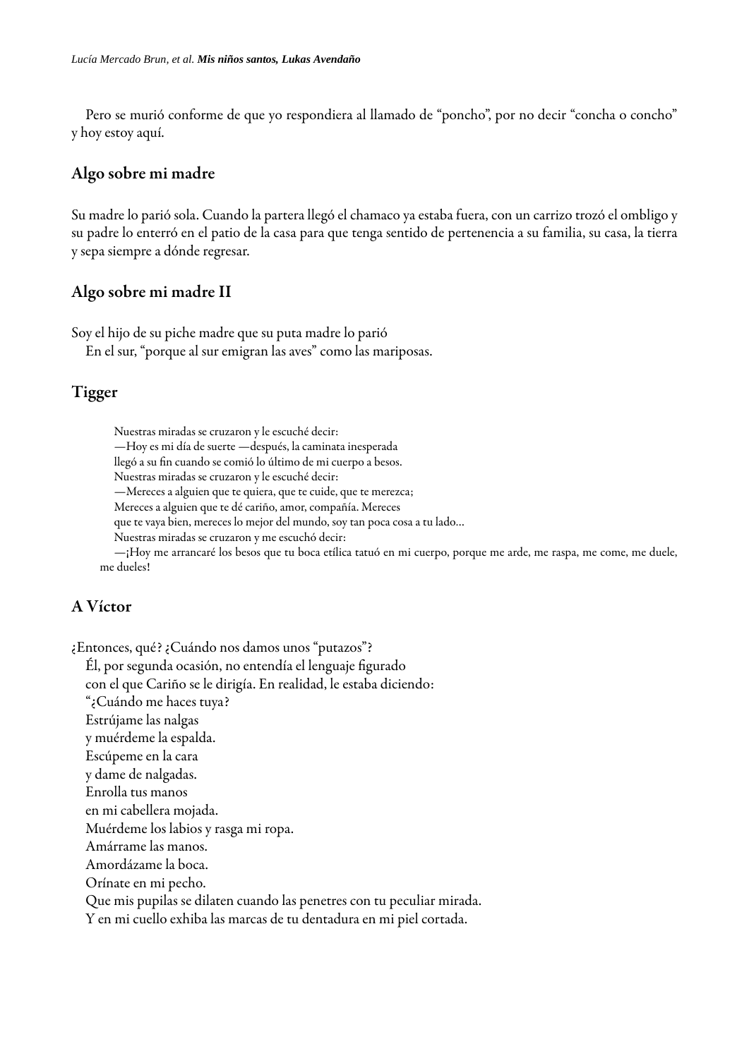Pero se murió conforme de que yo respondiera al llamado de "poncho", por no decir "concha o concho" y hoy estoy aquí.

## Algo sobre mi madre

Su madre lo parió sola. Cuando la partera llegó el chamaco ya estaba fuera, con un carrizo trozó el ombligo y su padre lo enterró en el patio de la casa para que tenga sentido de pertenencia a su familia, su casa, la tierra y sepa siempre a dónde regresar.

## Algo sobre mi madre II

Soy el hijo de su piche madre que su puta madre lo parió
En el sur, "porque al sur emigran las aves" como las mariposas.

## Tigger

> Nuestras miradas se cruzaron y le escuché decir:
> —Hoy es mi día de suerte —después, la caminata inesperada
> llegó a su fin cuando se comió lo último de mi cuerpo a besos.
> Nuestras miradas se cruzaron y le escuché decir:
> —Mereces a alguien que te quiera, que te cuide, que te merezca;
> Mereces a alguien que te dé cariño, amor, compañía. Mereces
> que te vaya bien, mereces lo mejor del mundo, soy tan poca cosa a tu lado...
> Nuestras miradas se cruzaron y me escuchó decir:
> —¡Hoy me arrancaré los besos que tu boca etílica tatuó en mi cuerpo, porque me arde, me raspa, me come, me duele, me dueles!

## A Víctor

¿Entonces, qué? ¿Cuándo nos damos unos "putazos"?
Él, por segunda ocasión, no entendía el lenguaje figurado
con el que Cariño se le dirigía. En realidad, le estaba diciendo:
"¿Cuándo me haces tuya?
Estrújame las nalgas
y muérdeme la espalda.
Escúpeme en la cara
y dame de nalgadas.
Enrolla tus manos
en mi cabellera mojada.
Muérdeme los labios y rasga mi ropa.
Amárrame las manos.
Amordázame la boca.
Orínate en mi pecho.
Que mis pupilas se dilaten cuando las penetres con tu peculiar mirada.
Y en mi cuello exhiba las marcas de tu dentadura en mi piel cortada.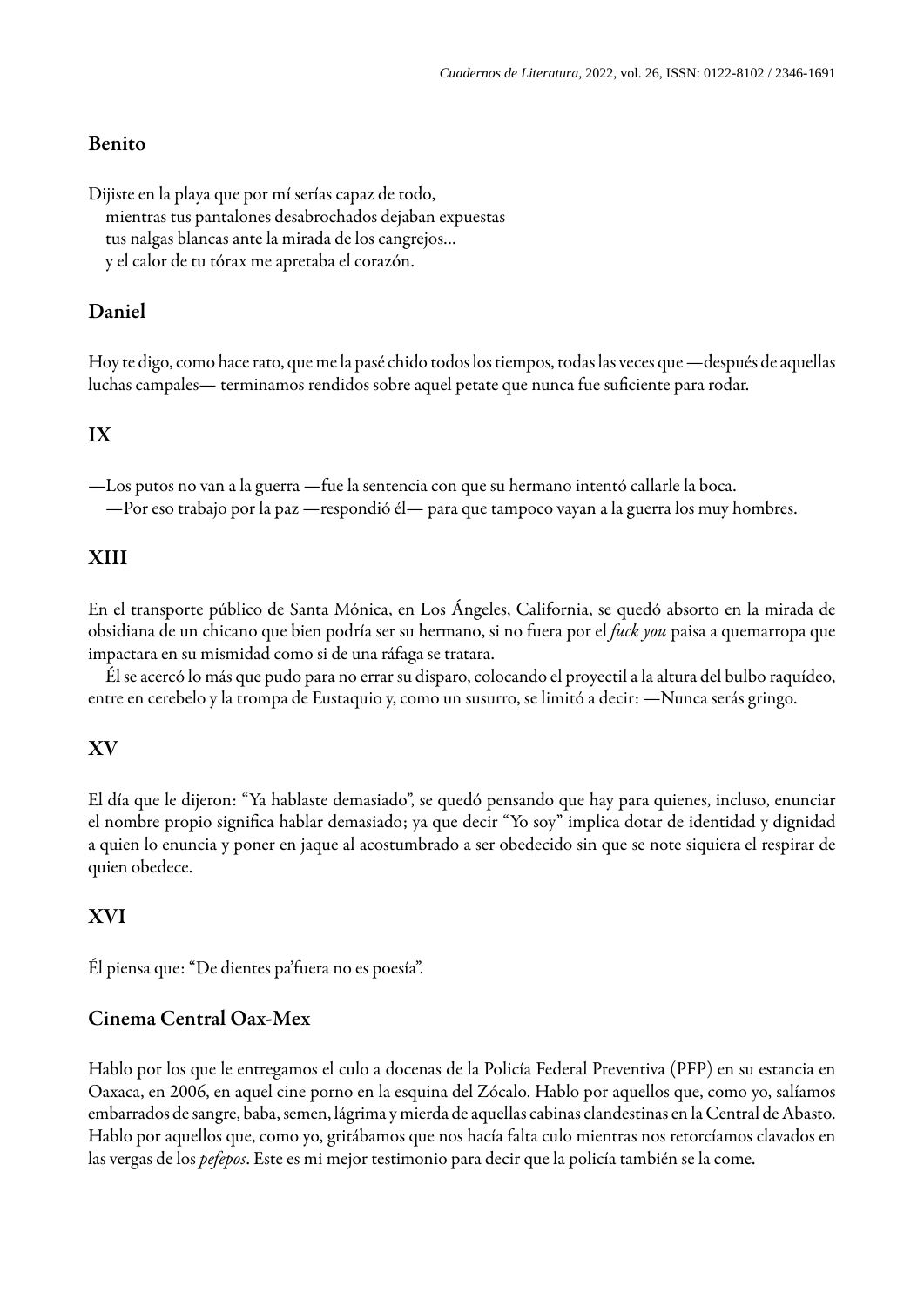## Benito

Dijiste en la playa que por mí serías capaz de todo,
mientras tus pantalones desabrochados dejaban expuestas
tus nalgas blancas ante la mirada de los cangrejos…
y el calor de tu tórax me apretaba el corazón.

## Daniel

Hoy te digo, como hace rato, que me la pasé chido todos los tiempos, todas las veces que —después de aquellas luchas campales— terminamos rendidos sobre aquel petate que nunca fue suficiente para rodar.

## IX

—Los putos no van a la guerra —fue la sentencia con que su hermano intentó callarle la boca.

—Por eso trabajo por la paz —respondió él— para que tampoco vayan a la guerra los muy hombres.

## XIII

En el transporte público de Santa Mónica, en Los Ángeles, California, se quedó absorto en la mirada de obsidiana de un chicano que bien podría ser su hermano, si no fuera por el *fuck you* paisa a quemarropa que impactara en su mismidad como si de una ráfaga se tratara.

Él se acercó lo más que pudo para no errar su disparo, colocando el proyectil a la altura del bulbo raquídeo, entre en cerebelo y la trompa de Eustaquio y, como un susurro, se limitó a decir: —Nunca serás gringo.

## XV

El día que le dijeron: “Ya hablaste demasiado”, se quedó pensando que hay para quienes, incluso, enunciar el nombre propio significa hablar demasiado; ya que decir “Yo soy” implica dotar de identidad y dignidad a quien lo enuncia y poner en jaque al acostumbrado a ser obedecido sin que se note siquiera el respirar de quien obedece.

## XVI

Él piensa que: “De dientes pa’fuera no es poesía”.

## Cinema Central Oax-Mex

Hablo por los que le entregamos el culo a docenas de la Policía Federal Preventiva (PFP) en su estancia en Oaxaca, en 2006, en aquel cine porno en la esquina del Zócalo. Hablo por aquellos que, como yo, salíamos embarrados de sangre, baba, semen, lágrima y mierda de aquellas cabinas clandestinas en la Central de Abasto. Hablo por aquellos que, como yo, gritábamos que nos hacía falta culo mientras nos retorcíamos clavados en las vergas de los *pefepos*. Este es mi mejor testimonio para decir que la policía también se la come.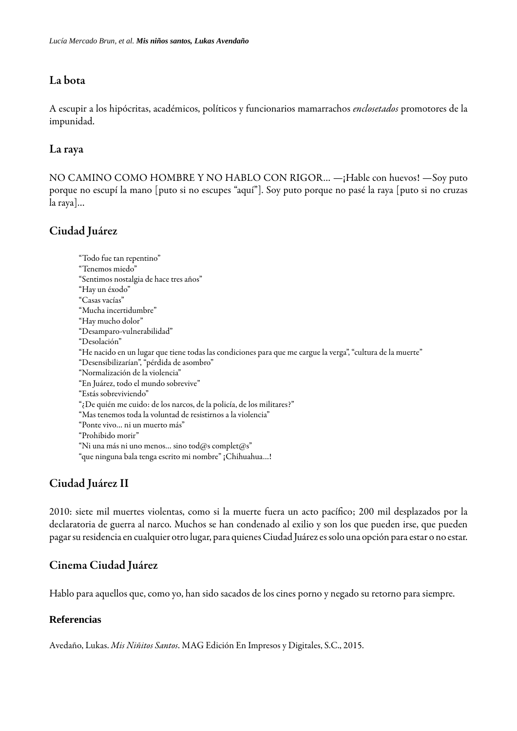## La bota

A escupir a los hipócritas, académicos, políticos y funcionarios mamarrachos *enclosetados* promotores de la impunidad.

## La raya

NO CAMINO COMO HOMBRE Y NO HABLO CON RIGOR... —¡Hable con huevos! —Soy puto porque no escupí la mano [puto si no escupes "aquí"]. Soy puto porque no pasé la raya [puto si no cruzas la raya]...

## Ciudad Juárez

> "Todo fue tan repentino"
> "Tenemos miedo"
> "Sentimos nostalgia de hace tres años"
> "Hay un éxodo"
> "Casas vacías"
> "Mucha incertidumbre"
> "Hay mucho dolor"
> "Desamparo-vulnerabilidad"
> "Desolación"
> "He nacido en un lugar que tiene todas las condiciones para que me cargue la verga", "cultura de la muerte"
> "Desensibilizarían", "pérdida de asombro"
> "Normalización de la violencia"
> "En Juárez, todo el mundo sobrevive"
> "Estás sobreviviendo"
> "¿De quién me cuido: de los narcos, de la policía, de los militares?"
> "Mas tenemos toda la voluntad de resistirnos a la violencia"
> "Ponte vivo... ni un muerto más"
> "Prohibido morir"
> "Ni una más ni uno menos... sino tod@s complet@s"
> "que ninguna bala tenga escrito mi nombre" ¡Chihuahua...!

## Ciudad Juárez II

2010: siete mil muertes violentas, como si la muerte fuera un acto pacífico; 200 mil desplazados por la declaratoria de guerra al narco. Muchos se han condenado al exilio y son los que pueden irse, que pueden pagar su residencia en cualquier otro lugar, para quienes Ciudad Juárez es solo una opción para estar o no estar.

## Cinema Ciudad Juárez

Hablo para aquellos que, como yo, han sido sacados de los cines porno y negado su retorno para siempre.

### Referencias

Avedaño, Lukas. *Mis Niñitos Santos*. MAG Edición En Impresos y Digitales, S.C., 2015.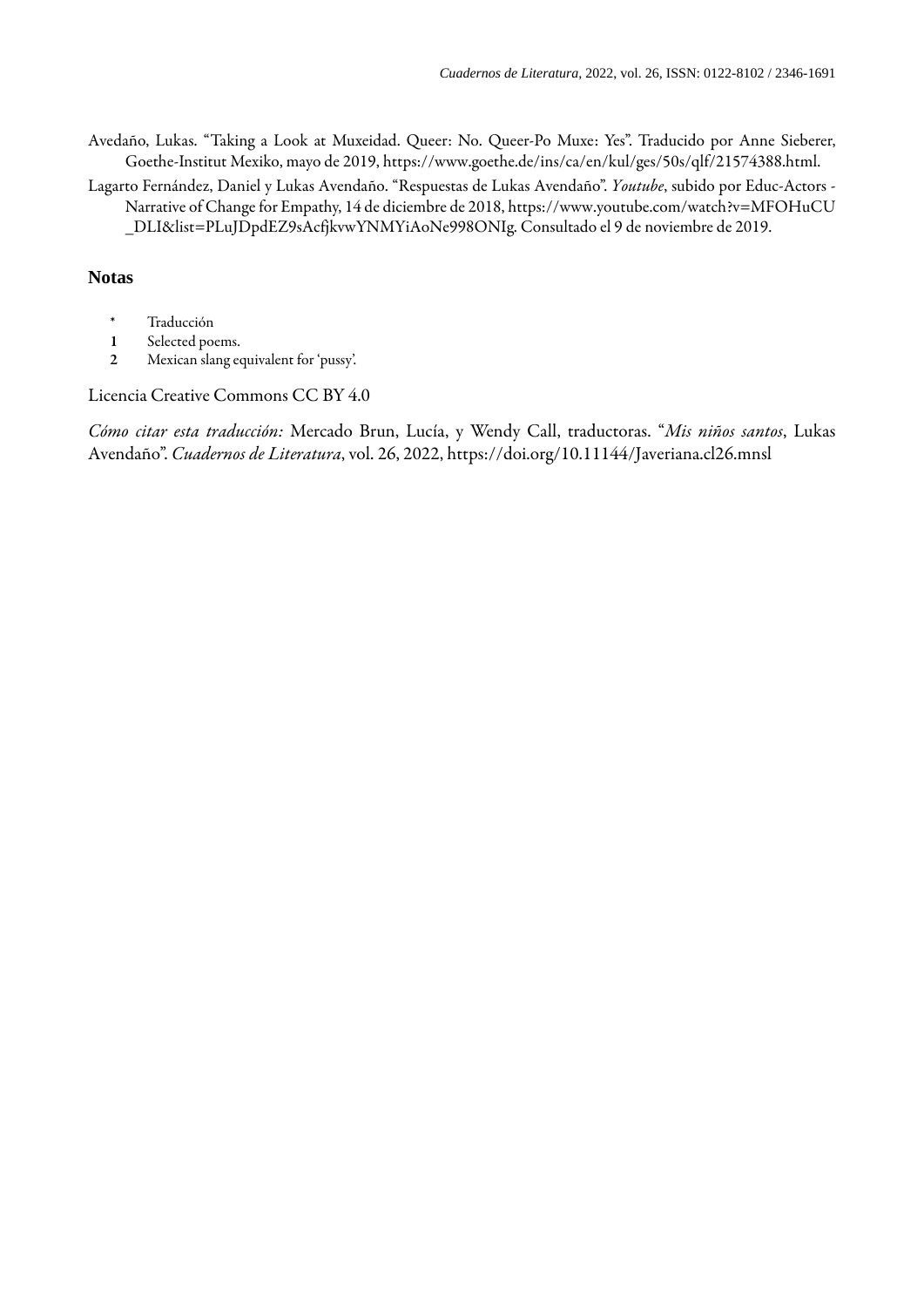Avedaño, Lukas. "Taking a Look at Muxeidad. Queer: No. Queer-Po Muxe: Yes". Traducido por Anne Sieberer, Goethe-Institut Mexiko, mayo de 2019, https://www.goethe.de/ins/ca/en/kul/ges/50s/qlf/21574388.html.

Lagarto Fernández, Daniel y Lukas Avendaño. "Respuestas de Lukas Avendaño". *Youtube*, subido por Educ-Actors - Narrative of Change for Empathy, 14 de diciembre de 2018, https://www.youtube.com/watch?v=MFOHuCU_DLI&list=PLuJDpdEZ9sAcfjkvwYNMYiAoNe998ONIg. Consultado el 9 de noviembre de 2019.

## Notas

- \* Traducción
- **1** Selected poems.
- **2** Mexican slang equivalent for 'pussy'.

Licencia Creative Commons CC BY 4.0

*Cómo citar esta traducción:* Mercado Brun, Lucía, y Wendy Call, traductoras. "*Mis niños santos*, Lukas Avendaño". *Cuadernos de Literatura*, vol. 26, 2022, https://doi.org/10.11144/Javeriana.cl26.mnsl